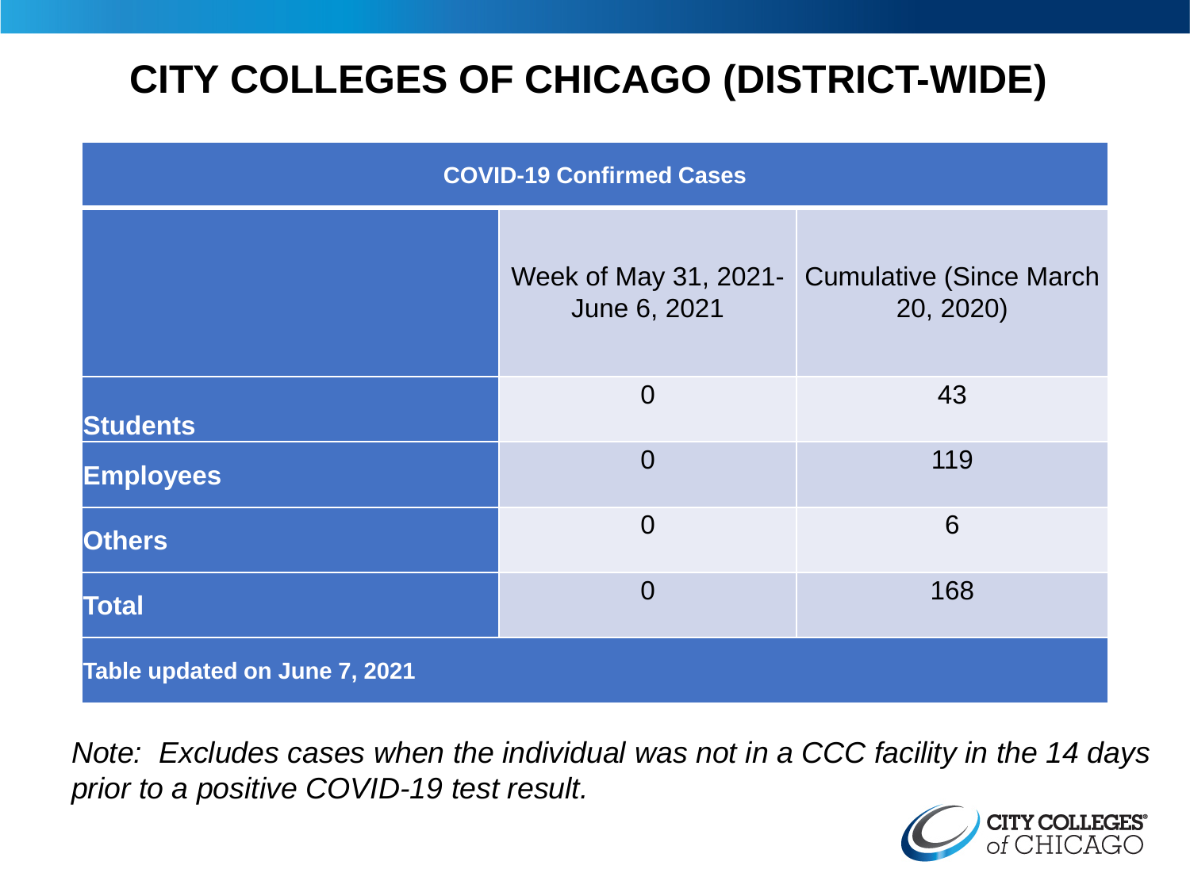# CITY COLLEGES OF CHICAGO (DISTRICT-WIDE)

| COVID-19 Confirmed Cases | | |
|---|---|---|
| | Week of May 31, 2021- June 6, 2021 | Cumulative (Since March 20, 2020) |
| **Students** | 0 | 43 |
| **Employees** | 0 | 119 |
| **Others** | 0 | 6 |
| **Total** | 0 | 168 |
| **Table updated on June 7, 2021** | | |

*Note: Excludes cases when the individual was not in a CCC facility in the 14 days prior to a positive COVID-19 test result.*

CITY COLLEGES of CHICAGO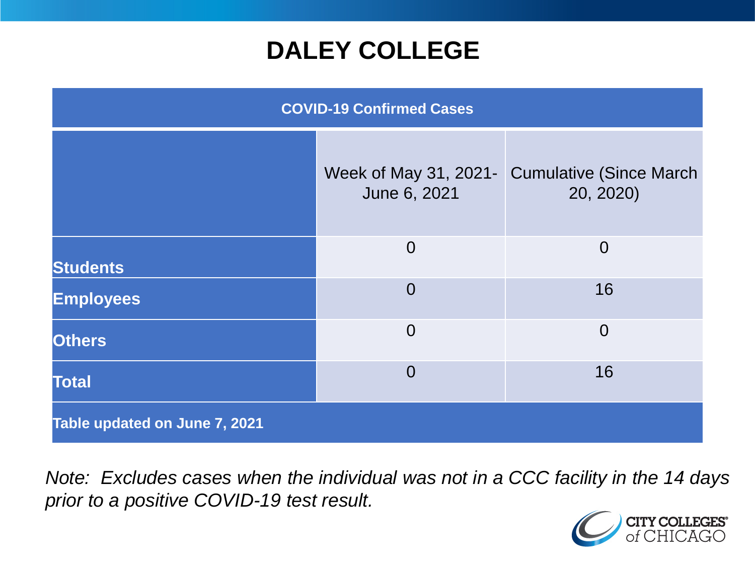# DALEY COLLEGE

| COVID-19 Confirmed Cases | | |
|---|---|---|
| | Week of May 31, 2021-June 6, 2021 | Cumulative (Since March 20, 2020) |
| **Students** | 0 | 0 |
| **Employees** | 0 | 16 |
| **Others** | 0 | 0 |
| **Total** | 0 | 16 |
| **Table updated on June 7, 2021** | | |

*Note: Excludes cases when the individual was not in a CCC facility in the 14 days prior to a positive COVID-19 test result.*

CITY COLLEGES of CHICAGO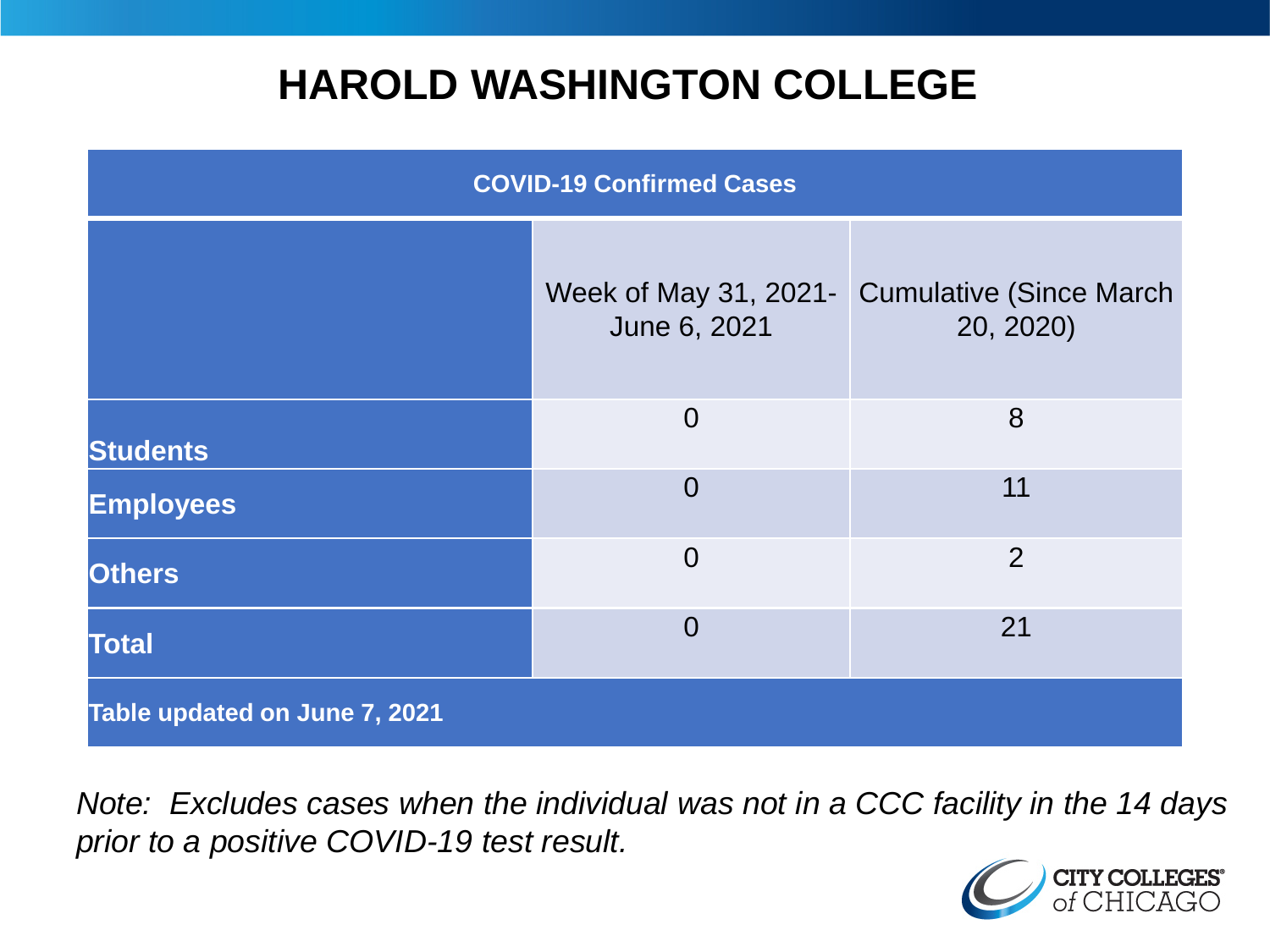# HAROLD WASHINGTON COLLEGE

| COVID-19 Confirmed Cases | | |
|---|---|---|
| | Week of May 31, 2021-June 6, 2021 | Cumulative (Since March 20, 2020) |
| **Students** | 0 | 8 |
| **Employees** | 0 | 11 |
| **Others** | 0 | 2 |
| **Total** | 0 | 21 |
| **Table updated on June 7, 2021** | | |

*Note: Excludes cases when the individual was not in a CCC facility in the 14 days prior to a positive COVID-19 test result.*

CITY COLLEGES of CHICAGO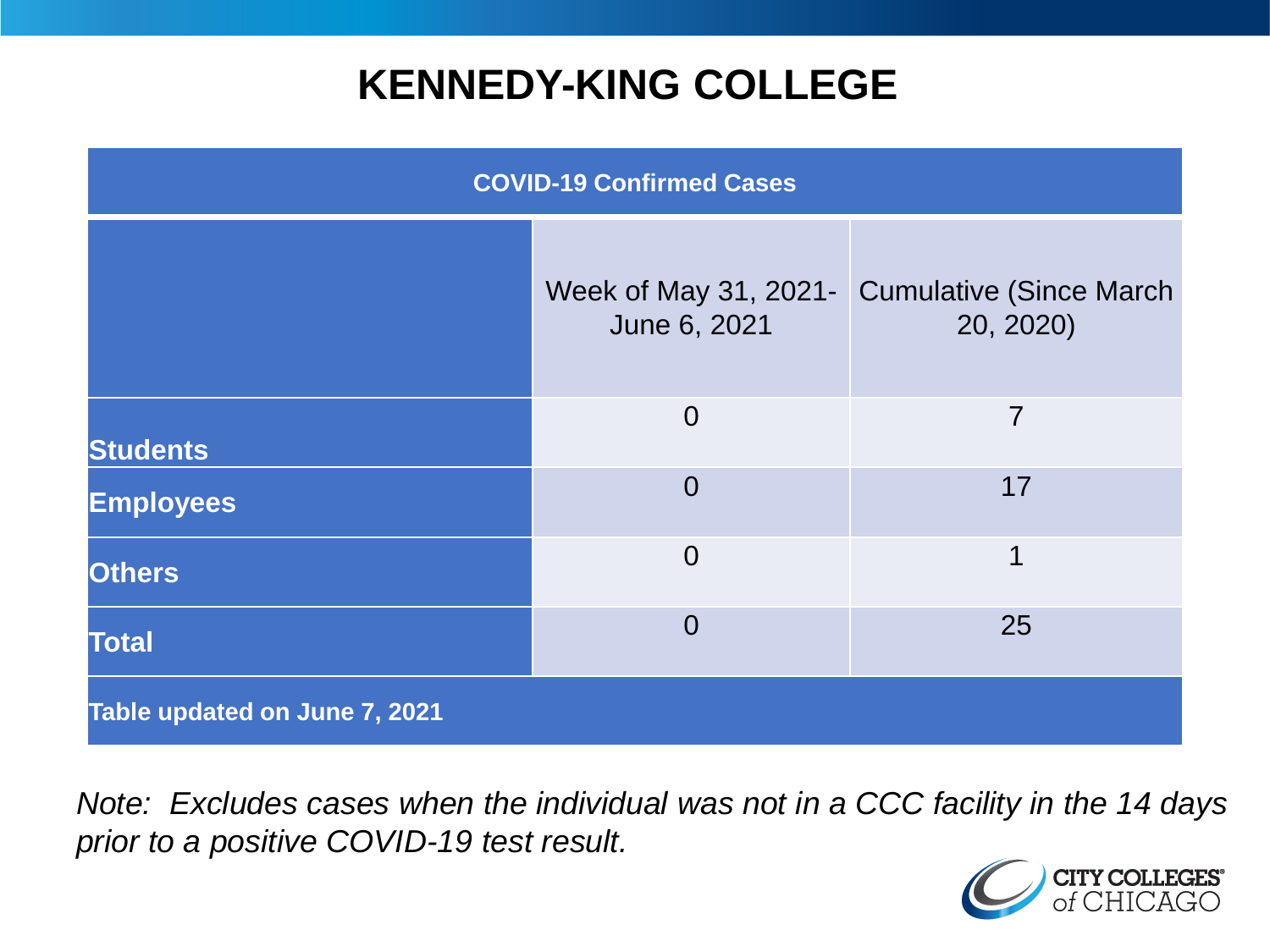# KENNEDY-KING COLLEGE

| COVID-19 Confirmed Cases | | |
|---|---|---|
| | Week of May 31, 2021- June 6, 2021 | Cumulative (Since March 20, 2020) |
| **Students** | 0 | 7 |
| **Employees** | 0 | 17 |
| **Others** | 0 | 1 |
| **Total** | 0 | 25 |
| **Table updated on June 7, 2021** | | |

*Note: Excludes cases when the individual was not in a CCC facility in the 14 days prior to a positive COVID-19 test result.*

CITY COLLEGES of CHICAGO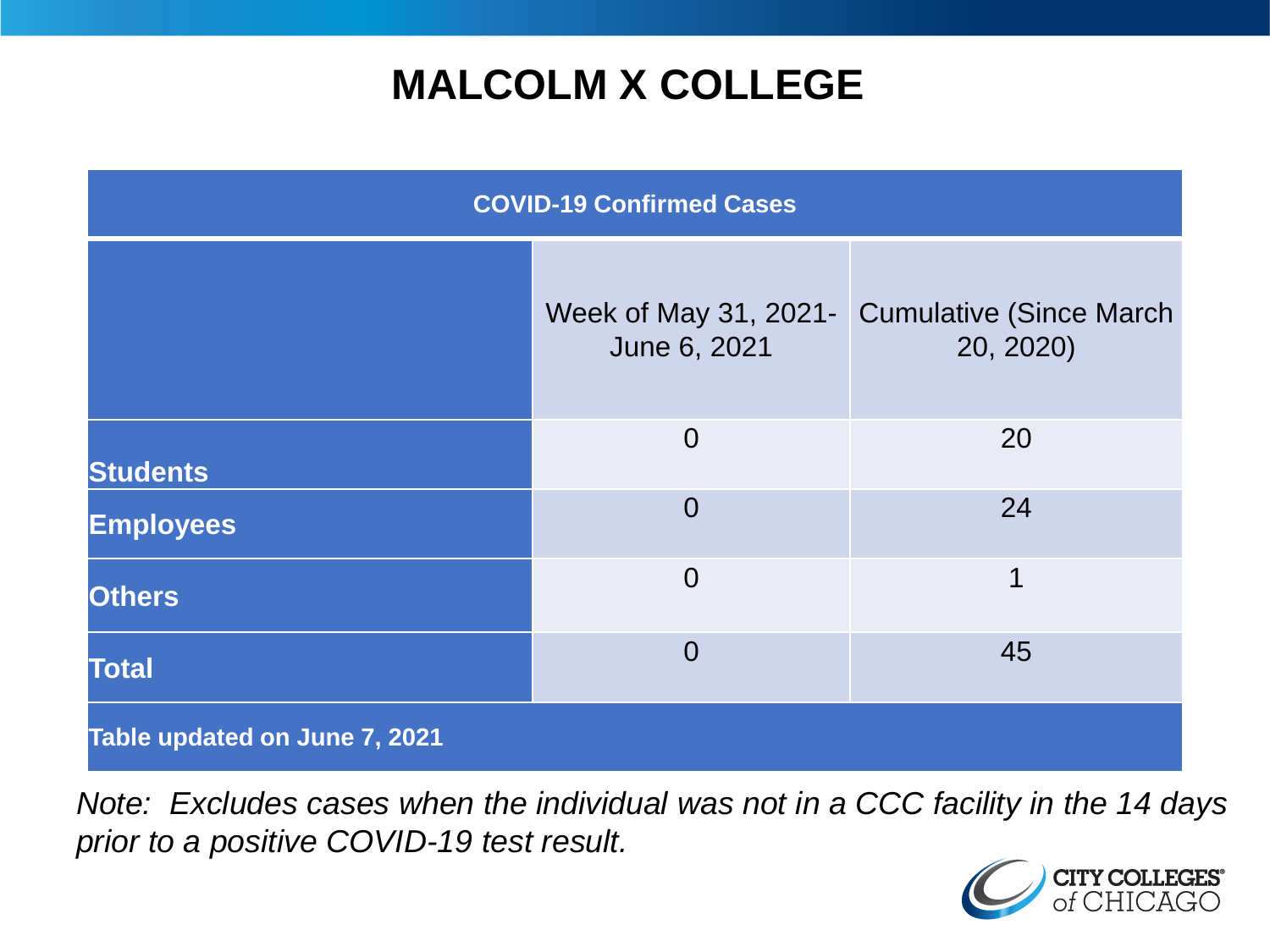# MALCOLM X COLLEGE

| COVID-19 Confirmed Cases | | |
|---|---|---|
| | Week of May 31, 2021-June 6, 2021 | Cumulative (Since March 20, 2020) |
| **Students** | 0 | 20 |
| **Employees** | 0 | 24 |
| **Others** | 0 | 1 |
| **Total** | 0 | 45 |
| **Table updated on June 7, 2021** | | |

*Note: Excludes cases when the individual was not in a CCC facility in the 14 days prior to a positive COVID-19 test result.*

CITY COLLEGES of CHICAGO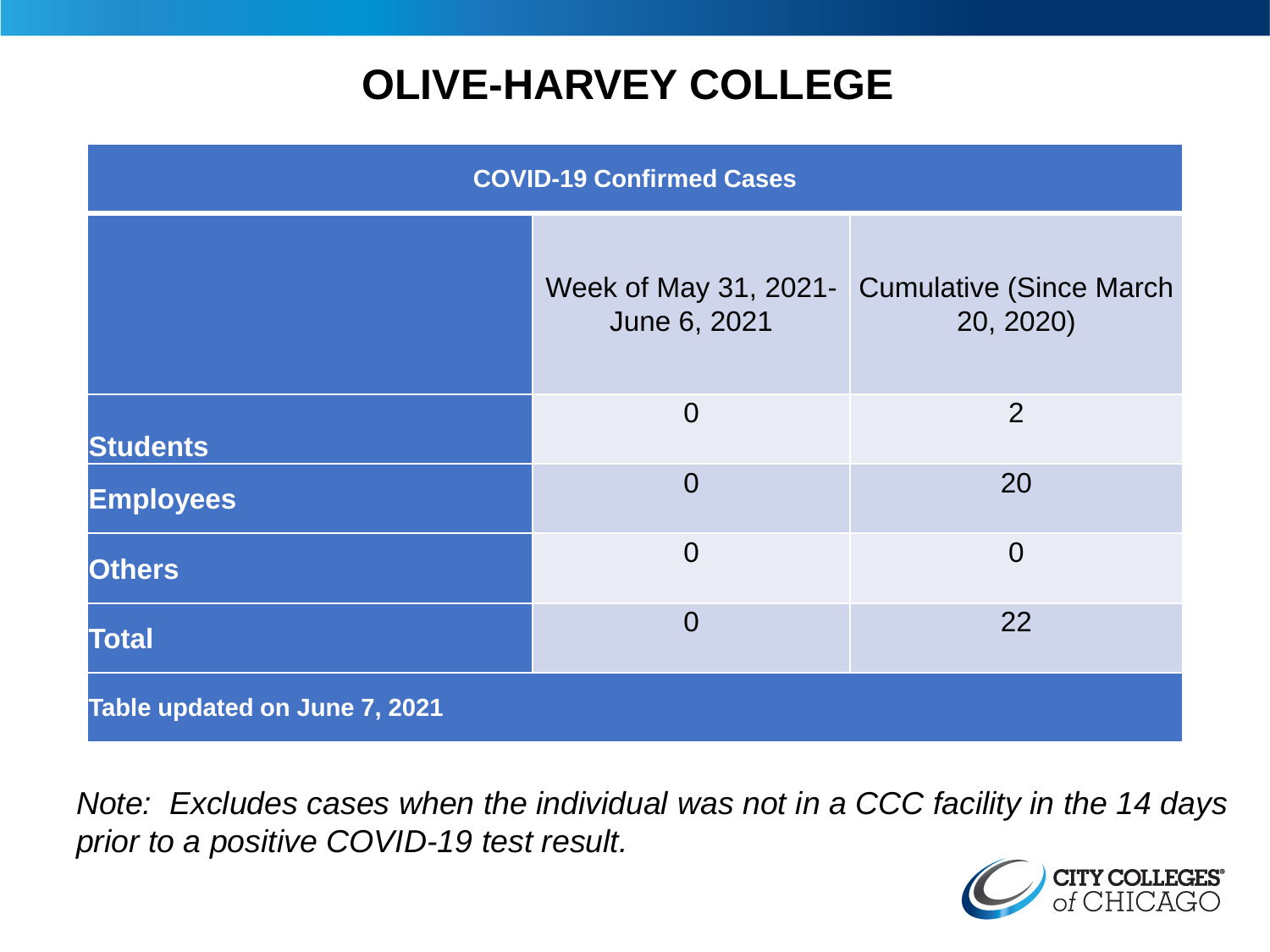# OLIVE-HARVEY COLLEGE

| COVID-19 Confirmed Cases | | |
|---|---|---|
| | Week of May 31, 2021-June 6, 2021 | Cumulative (Since March 20, 2020) |
| **Students** | 0 | 2 |
| **Employees** | 0 | 20 |
| **Others** | 0 | 0 |
| **Total** | 0 | 22 |
| **Table updated on June 7, 2021** | | |

*Note: Excludes cases when the individual was not in a CCC facility in the 14 days prior to a positive COVID-19 test result.*

CITY COLLEGES of CHICAGO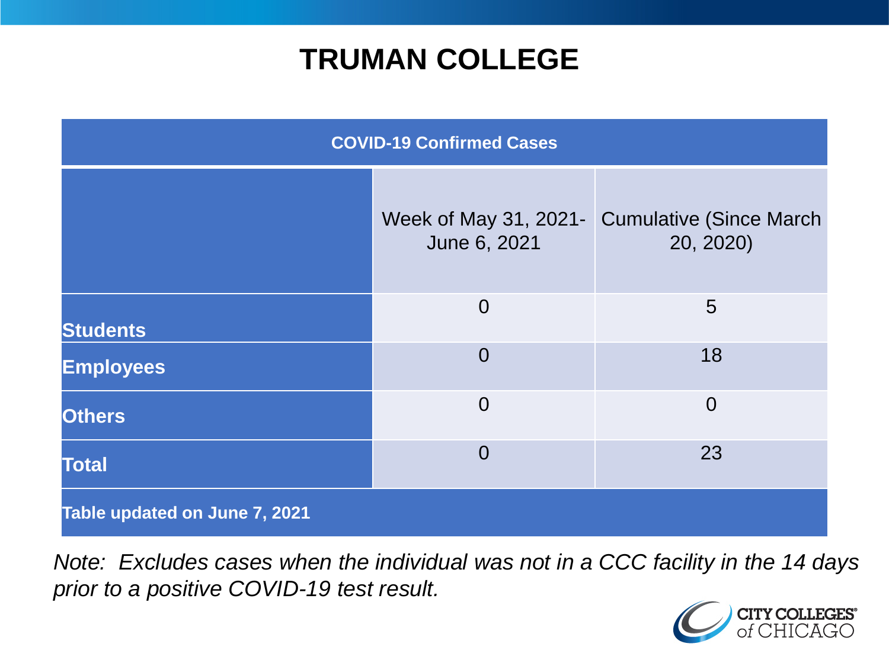# TRUMAN COLLEGE

| COVID-19 Confirmed Cases | | |
|---|---|---|
| | Week of May 31, 2021- June 6, 2021 | Cumulative (Since March 20, 2020) |
| **Students** | 0 | 5 |
| **Employees** | 0 | 18 |
| **Others** | 0 | 0 |
| **Total** | 0 | 23 |
| **Table updated on June 7, 2021** | | |

*Note: Excludes cases when the individual was not in a CCC facility in the 14 days prior to a positive COVID-19 test result.*

CITY COLLEGES of CHICAGO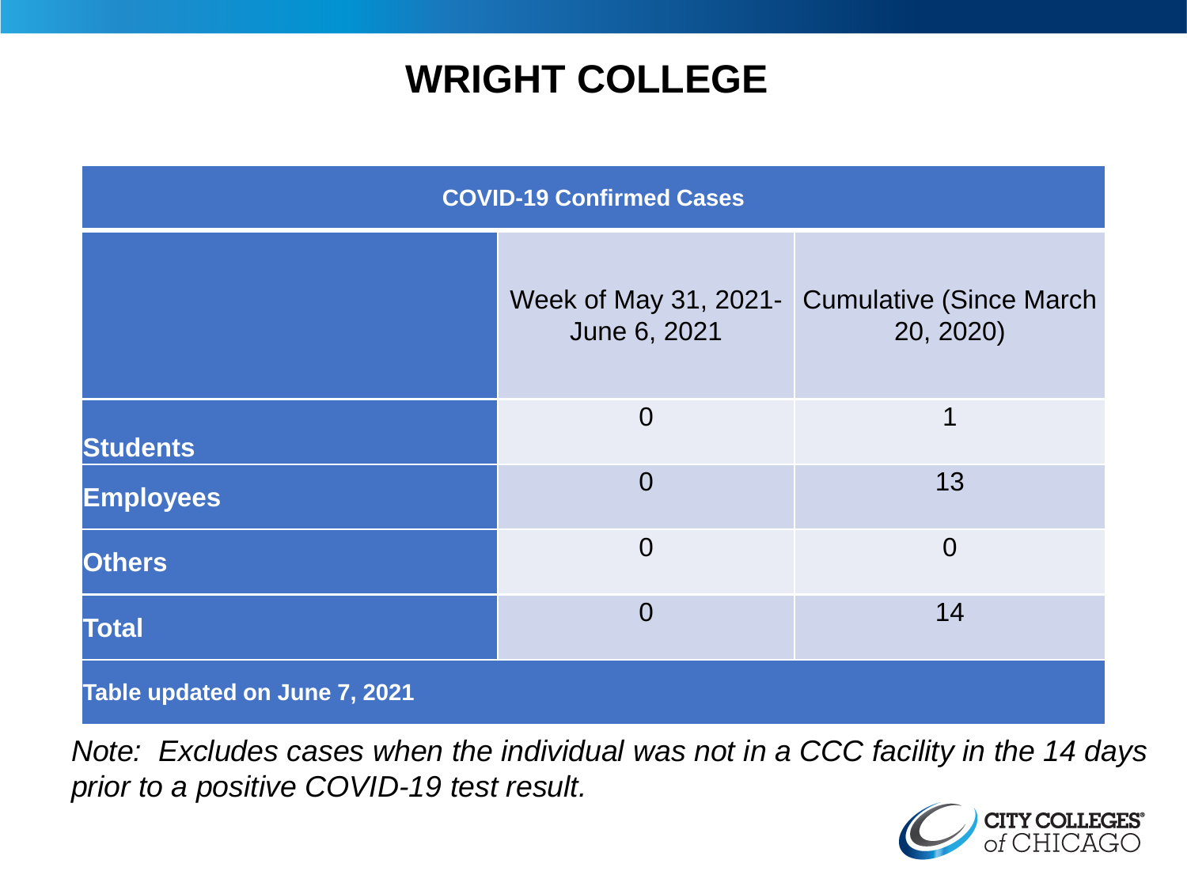# WRIGHT COLLEGE

| COVID-19 Confirmed Cases | | |
|---|---|---|
| | Week of May 31, 2021- June 6, 2021 | Cumulative (Since March 20, 2020) |
| **Students** | 0 | 1 |
| **Employees** | 0 | 13 |
| **Others** | 0 | 0 |
| **Total** | 0 | 14 |
| **Table updated on June 7, 2021** | | |

*Note: Excludes cases when the individual was not in a CCC facility in the 14 days prior to a positive COVID-19 test result.*

CITY COLLEGES of CHICAGO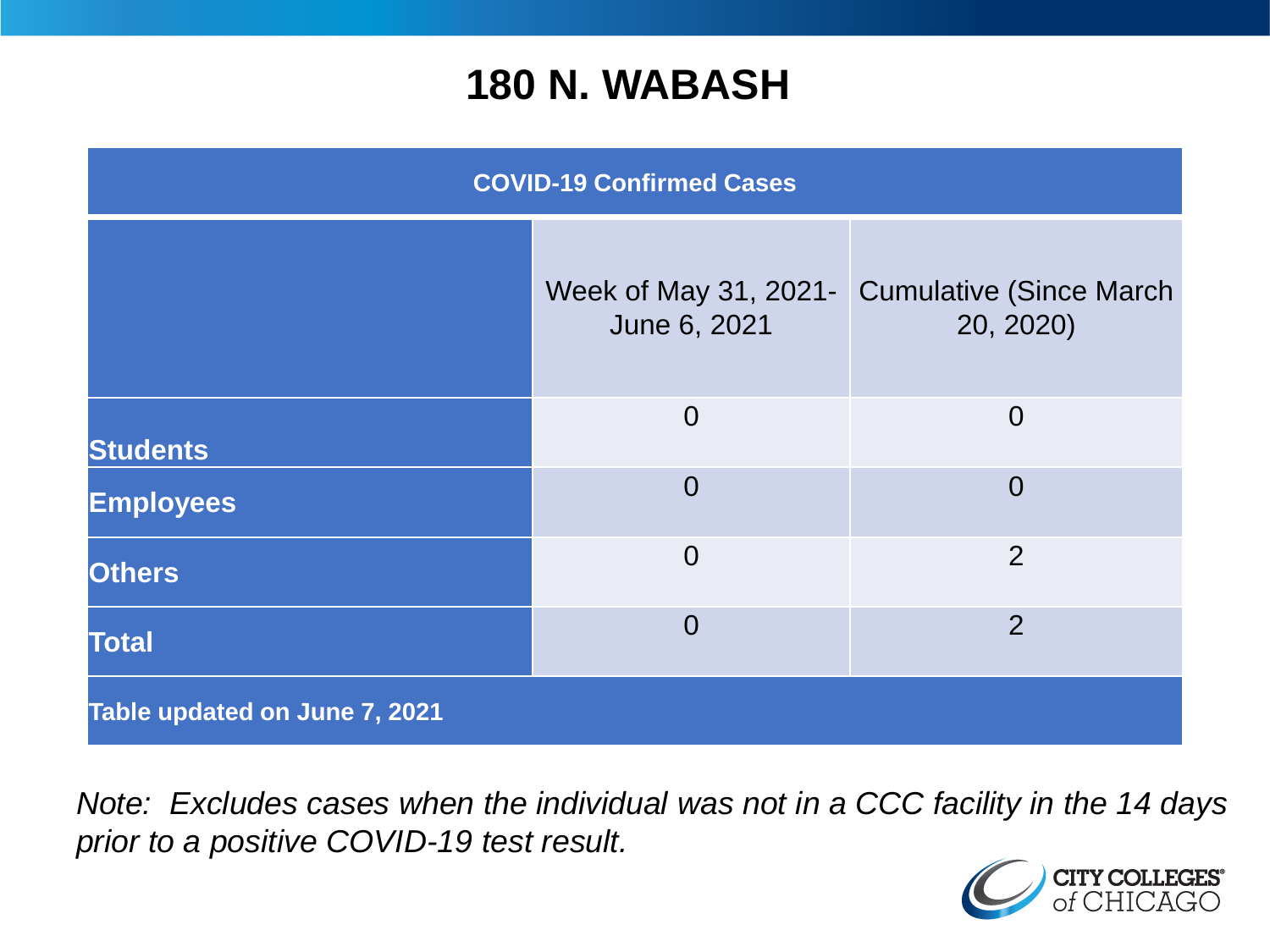# 180 N. WABASH

| COVID-19 Confirmed Cases | | |
|---|---|---|
| | Week of May 31, 2021- June 6, 2021 | Cumulative (Since March 20, 2020) |
| **Students** | 0 | 0 |
| **Employees** | 0 | 0 |
| **Others** | 0 | 2 |
| **Total** | 0 | 2 |
| **Table updated on June 7, 2021** | | |

*Note: Excludes cases when the individual was not in a CCC facility in the 14 days prior to a positive COVID-19 test result.*

CITY COLLEGES of CHICAGO